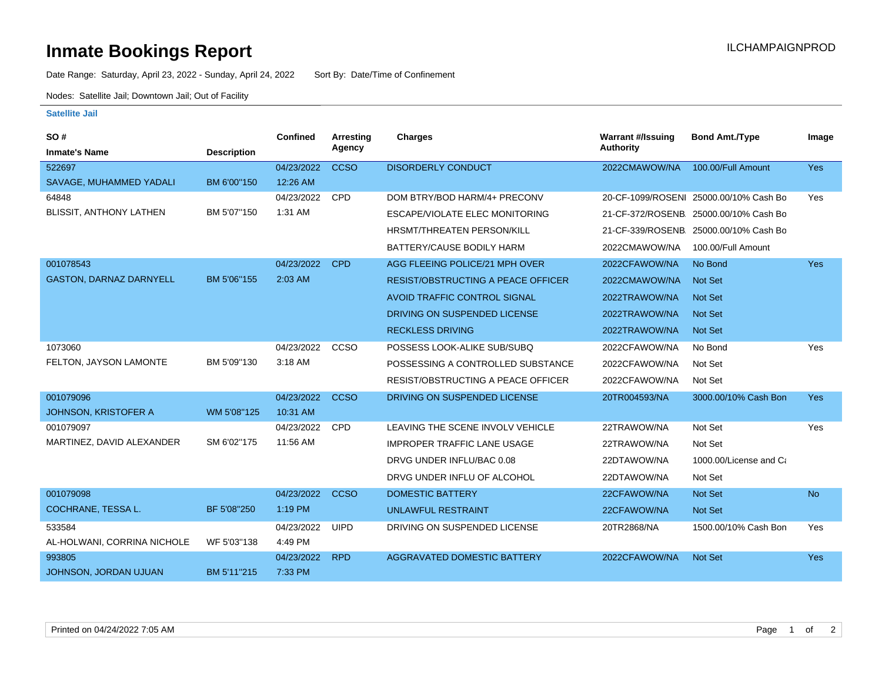# Inmate Bookings Report

ILCHAMPAIGNPROD

Date Range: Saturday, April 23, 2022 - Sunday, April 24, 2022 Sort By: Date/Time of Confinement

Nodes: Satellite Jail; Downtown Jail; Out of Facility

## Satellite Jail

| SO # / Inmate's Name | Description | Confined | Arresting Agency | Charges | Warrant #/Issuing Authority | Bond Amt./Type | Image |
|---|---|---|---|---|---|---|---|
| 522697 SAVAGE, MUHAMMED YADALI | BM 6'00''150 | 04/23/2022 12:26 AM | CCSO | DISORDERLY CONDUCT | 2022CMAWOW/NA | 100.00/Full Amount | Yes |
| 64848 BLISSIT, ANTHONY LATHEN | BM 5'07''150 | 04/23/2022 1:31 AM | CPD | DOM BTRY/BOD HARM/4+ PRECONV | 20-CF-1099/ROSENI | 25000.00/10% Cash Bo | Yes |
| | | | | ESCAPE/VIOLATE ELEC MONITORING | 21-CF-372/ROSENB. | 25000.00/10% Cash Bo | |
| | | | | HRSMT/THREATEN PERSON/KILL | 21-CF-339/ROSENB. | 25000.00/10% Cash Bo | |
| | | | | BATTERY/CAUSE BODILY HARM | 2022CMAWOW/NA | 100.00/Full Amount | |
| 001078543 GASTON, DARNAZ DARNYELL | BM 5'06''155 | 04/23/2022 2:03 AM | CPD | AGG FLEEING POLICE/21 MPH OVER | 2022CFAWOW/NA | No Bond | Yes |
| | | | | RESIST/OBSTRUCTING A PEACE OFFICER | 2022CMAWOW/NA | Not Set | |
| | | | | AVOID TRAFFIC CONTROL SIGNAL | 2022TRAWOW/NA | Not Set | |
| | | | | DRIVING ON SUSPENDED LICENSE | 2022TRAWOW/NA | Not Set | |
| | | | | RECKLESS DRIVING | 2022TRAWOW/NA | Not Set | |
| 1073060 FELTON, JAYSON LAMONTE | BM 5'09''130 | 04/23/2022 3:18 AM | CCSO | POSSESS LOOK-ALIKE SUB/SUBQ | 2022CFAWOW/NA | No Bond | Yes |
| | | | | POSSESSING A CONTROLLED SUBSTANCE | 2022CFAWOW/NA | Not Set | |
| | | | | RESIST/OBSTRUCTING A PEACE OFFICER | 2022CFAWOW/NA | Not Set | |
| 001079096 JOHNSON, KRISTOFER A | WM 5'08''125 | 04/23/2022 10:31 AM | CCSO | DRIVING ON SUSPENDED LICENSE | 20TR004593/NA | 3000.00/10% Cash Bon | Yes |
| 001079097 MARTINEZ, DAVID ALEXANDER | SM 6'02''175 | 04/23/2022 11:56 AM | CPD | LEAVING THE SCENE INVOLV VEHICLE | 22TRAWOW/NA | Not Set | Yes |
| | | | | IMPROPER TRAFFIC LANE USAGE | 22TRAWOW/NA | Not Set | |
| | | | | DRVG UNDER INFLU/BAC 0.08 | 22DTAWOW/NA | 1000.00/License and Ca | |
| | | | | DRVG UNDER INFLU OF ALCOHOL | 22DTAWOW/NA | Not Set | |
| 001079098 COCHRANE, TESSA L. | BF 5'08''250 | 04/23/2022 1:19 PM | CCSO | DOMESTIC BATTERY | 22CFAWOW/NA | Not Set | No |
| | | | | UNLAWFUL RESTRAINT | 22CFAWOW/NA | Not Set | |
| 533584 AL-HOLWANI, CORRINA NICHOLE | WF 5'03''138 | 04/23/2022 4:49 PM | UIPD | DRIVING ON SUSPENDED LICENSE | 20TR2868/NA | 1500.00/10% Cash Bon | Yes |
| 993805 JOHNSON, JORDAN UJUAN | BM 5'11''215 | 04/23/2022 7:33 PM | RPD | AGGRAVATED DOMESTIC BATTERY | 2022CFAWOW/NA | Not Set | Yes |

Printed on 04/24/2022 7:05 AM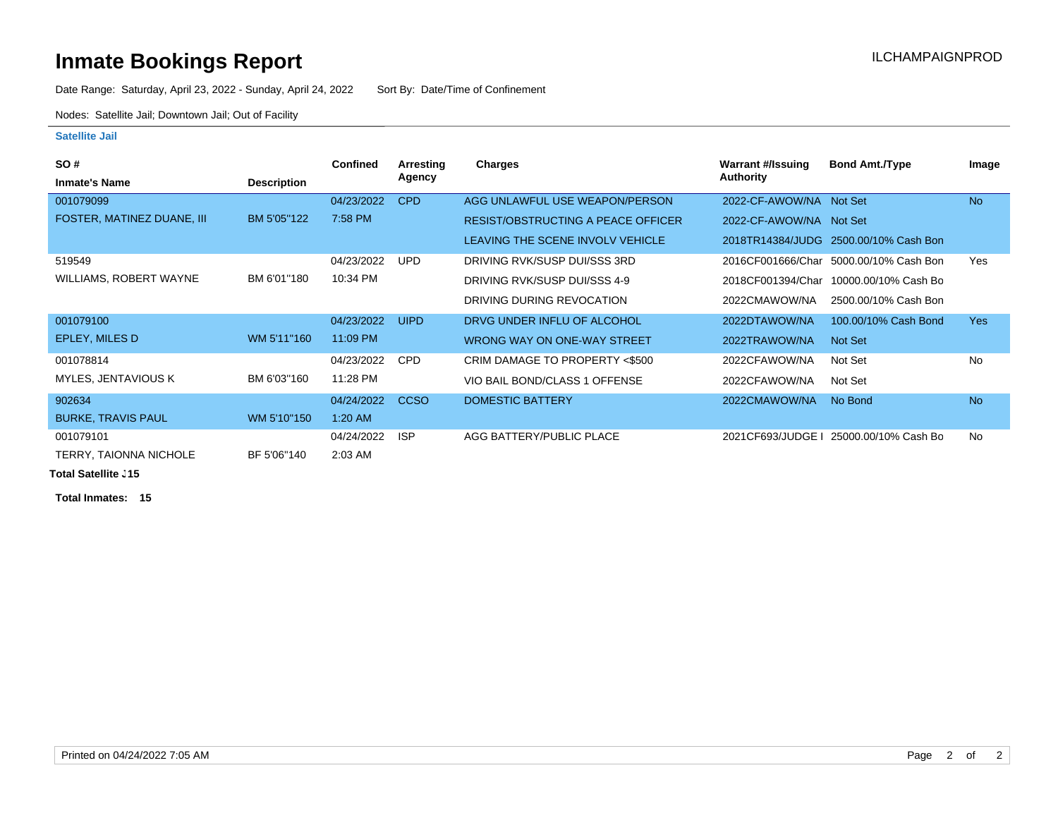# Inmate Bookings Report

ILCHAMPAIGNPROD

Date Range: Saturday, April 23, 2022 - Sunday, April 24, 2022    Sort By: Date/Time of Confinement

Nodes: Satellite Jail; Downtown Jail; Out of Facility

### Satellite Jail

| SO # / Inmate's Name | Description | Confined | Arresting Agency | Charges | Warrant #/Issuing Authority | Bond Amt./Type | Image |
|---|---|---|---|---|---|---|---|
| 001079099 | | 04/23/2022 | CPD | AGG UNLAWFUL USE WEAPON/PERSON | 2022-CF-AWOW/NA | Not Set | No |
| FOSTER, MATINEZ DUANE, III | BM 5'05"122 | 7:58 PM | | RESIST/OBSTRUCTING A PEACE OFFICER | 2022-CF-AWOW/NA | Not Set | |
| | | | | LEAVING THE SCENE INVOLV VEHICLE | 2018TR14384/JUDG | 2500.00/10% Cash Bon | |
| 519549 | | 04/23/2022 | UPD | DRIVING RVK/SUSP DUI/SSS 3RD | 2016CF001666/Char | 5000.00/10% Cash Bon | Yes |
| WILLIAMS, ROBERT WAYNE | BM 6'01"180 | 10:34 PM | | DRIVING RVK/SUSP DUI/SSS 4-9 | 2018CF001394/Char | 10000.00/10% Cash Bo | |
| | | | | DRIVING DURING REVOCATION | 2022CMAWOW/NA | 2500.00/10% Cash Bon | |
| 001079100 | | 04/23/2022 | UIPD | DRVG UNDER INFLU OF ALCOHOL | 2022DTAWOW/NA | 100.00/10% Cash Bond | Yes |
| EPLEY, MILES D | WM 5'11"160 | 11:09 PM | | WRONG WAY ON ONE-WAY STREET | 2022TRAWOW/NA | Not Set | |
| 001078814 | | 04/23/2022 | CPD | CRIM DAMAGE TO PROPERTY <$500 | 2022CFAWOW/NA | Not Set | No |
| MYLES, JENTAVIOUS K | BM 6'03"160 | 11:28 PM | | VIO BAIL BOND/CLASS 1 OFFENSE | 2022CFAWOW/NA | Not Set | |
| 902634 | | 04/24/2022 | CCSO | DOMESTIC BATTERY | 2022CMAWOW/NA | No Bond | No |
| BURKE, TRAVIS PAUL | WM 5'10"150 | 1:20 AM | | | | | |
| 001079101 | | 04/24/2022 | ISP | AGG BATTERY/PUBLIC PLACE | 2021CF693/JUDGE I | 25000.00/10% Cash Bo | No |
| TERRY, TAIONNA NICHOLE | BF 5'06"140 | 2:03 AM | | | | | |

**Total Satellite J 15**

**Total Inmates: 15**

Printed on 04/24/2022 7:05 AM